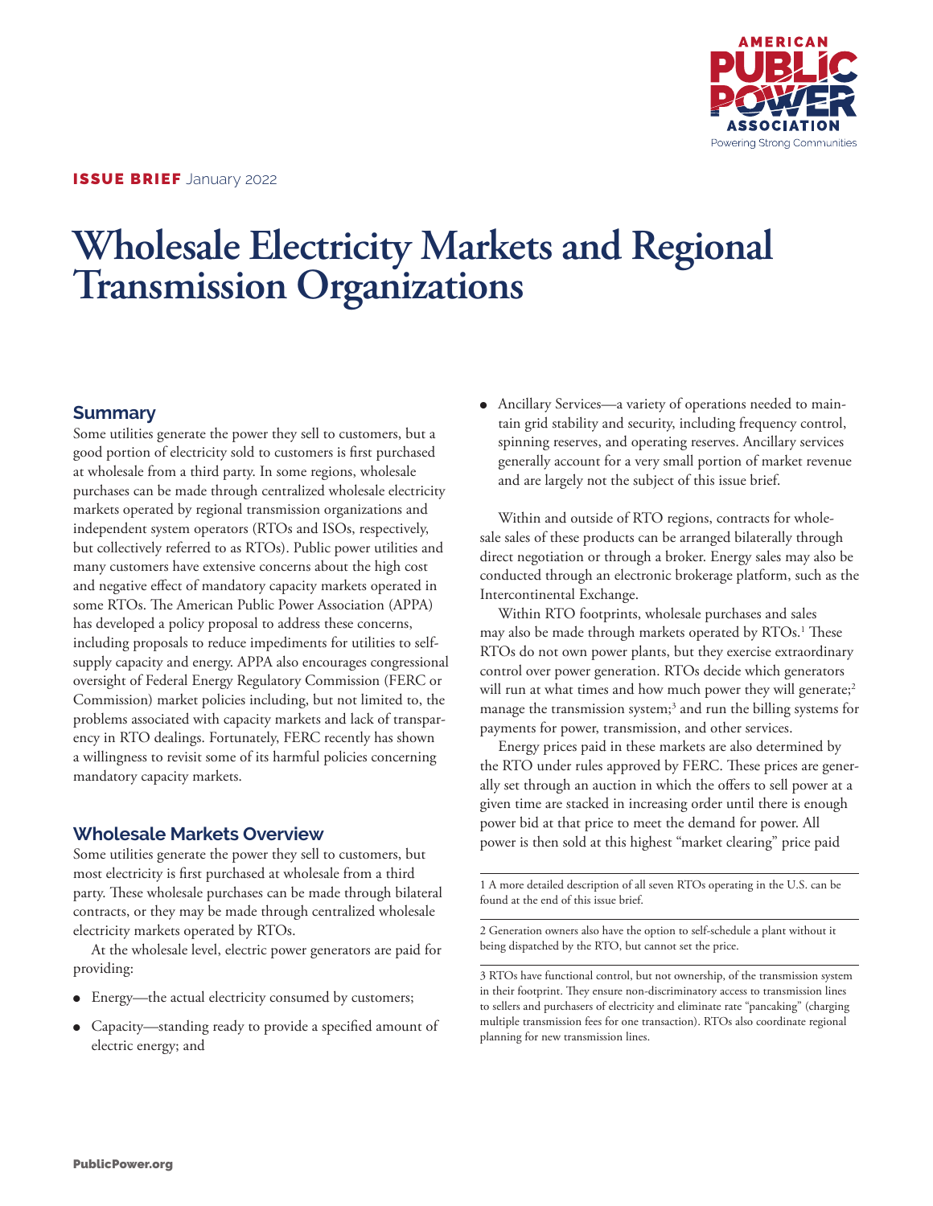**ISSUE BRIEF** January 2022

# Wholesale Electricity Markets and Regional Transmission Organizations

## Summary

Some utilities generate the power they sell to customers, but a good portion of electricity sold to customers is first purchased at wholesale from a third party. In some regions, wholesale purchases can be made through centralized wholesale electricity markets operated by regional transmission organizations and independent system operators (RTOs and ISOs, respectively, but collectively referred to as RTOs). Public power utilities and many customers have extensive concerns about the high cost and negative effect of mandatory capacity markets operated in some RTOs. The American Public Power Association (APPA) has developed a policy proposal to address these concerns, including proposals to reduce impediments for utilities to self-supply capacity and energy. APPA also encourages congressional oversight of Federal Energy Regulatory Commission (FERC or Commission) market policies including, but not limited to, the problems associated with capacity markets and lack of transparency in RTO dealings. Fortunately, FERC recently has shown a willingness to revisit some of its harmful policies concerning mandatory capacity markets.

## Wholesale Markets Overview

Some utilities generate the power they sell to customers, but most electricity is first purchased at wholesale from a third party. These wholesale purchases can be made through bilateral contracts, or they may be made through centralized wholesale electricity markets operated by RTOs.

At the wholesale level, electric power generators are paid for providing:

- Energy—the actual electricity consumed by customers;
- Capacity—standing ready to provide a specified amount of electric energy; and
- Ancillary Services—a variety of operations needed to maintain grid stability and security, including frequency control, spinning reserves, and operating reserves. Ancillary services generally account for a very small portion of market revenue and are largely not the subject of this issue brief.

Within and outside of RTO regions, contracts for wholesale sales of these products can be arranged bilaterally through direct negotiation or through a broker. Energy sales may also be conducted through an electronic brokerage platform, such as the Intercontinental Exchange.

Within RTO footprints, wholesale purchases and sales may also be made through markets operated by RTOs.[1] These RTOs do not own power plants, but they exercise extraordinary control over power generation. RTOs decide which generators will run at what times and how much power they will generate;[2] manage the transmission system;[3] and run the billing systems for payments for power, transmission, and other services.

Energy prices paid in these markets are also determined by the RTO under rules approved by FERC. These prices are generally set through an auction in which the offers to sell power at a given time are stacked in increasing order until there is enough power bid at that price to meet the demand for power. All power is then sold at this highest "market clearing" price paid

1 A more detailed description of all seven RTOs operating in the U.S. can be found at the end of this issue brief.

2 Generation owners also have the option to self-schedule a plant without it being dispatched by the RTO, but cannot set the price.

3 RTOs have functional control, but not ownership, of the transmission system in their footprint. They ensure non-discriminatory access to transmission lines to sellers and purchasers of electricity and eliminate rate "pancaking" (charging multiple transmission fees for one transaction). RTOs also coordinate regional planning for new transmission lines.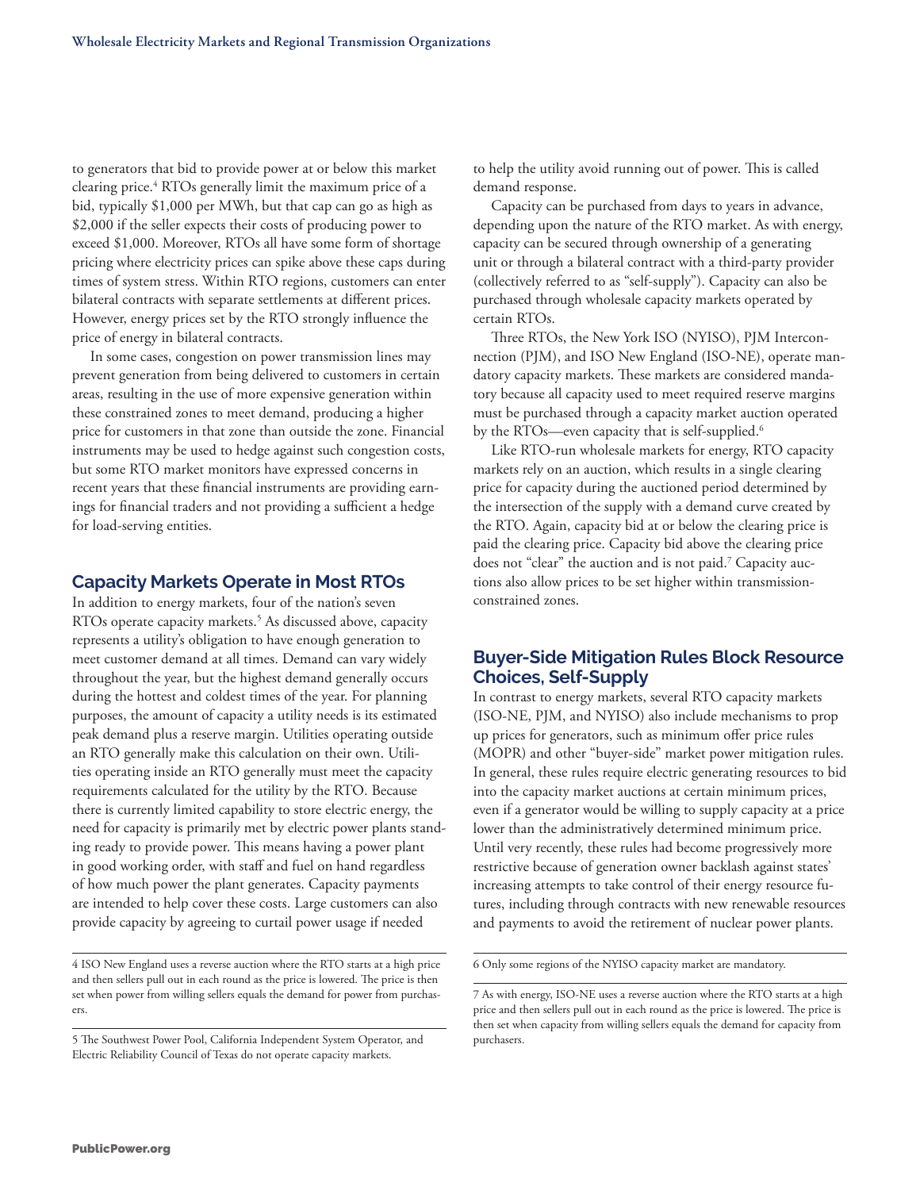to generators that bid to provide power at or below this market clearing price.[4] RTOs generally limit the maximum price of a bid, typically $1,000 per MWh, but that cap can go as high as $2,000 if the seller expects their costs of producing power to exceed $1,000. Moreover, RTOs all have some form of shortage pricing where electricity prices can spike above these caps during times of system stress. Within RTO regions, customers can enter bilateral contracts with separate settlements at different prices. However, energy prices set by the RTO strongly influence the price of energy in bilateral contracts.

In some cases, congestion on power transmission lines may prevent generation from being delivered to customers in certain areas, resulting in the use of more expensive generation within these constrained zones to meet demand, producing a higher price for customers in that zone than outside the zone. Financial instruments may be used to hedge against such congestion costs, but some RTO market monitors have expressed concerns in recent years that these financial instruments are providing earnings for financial traders and not providing a sufficient a hedge for load-serving entities.

## Capacity Markets Operate in Most RTOs

In addition to energy markets, four of the nation's seven RTOs operate capacity markets.[5] As discussed above, capacity represents a utility's obligation to have enough generation to meet customer demand at all times. Demand can vary widely throughout the year, but the highest demand generally occurs during the hottest and coldest times of the year. For planning purposes, the amount of capacity a utility needs is its estimated peak demand plus a reserve margin. Utilities operating outside an RTO generally make this calculation on their own. Utilities operating inside an RTO generally must meet the capacity requirements calculated for the utility by the RTO. Because there is currently limited capability to store electric energy, the need for capacity is primarily met by electric power plants standing ready to provide power. This means having a power plant in good working order, with staff and fuel on hand regardless of how much power the plant generates. Capacity payments are intended to help cover these costs. Large customers can also provide capacity by agreeing to curtail power usage if needed to help the utility avoid running out of power. This is called demand response.

Capacity can be purchased from days to years in advance, depending upon the nature of the RTO market. As with energy, capacity can be secured through ownership of a generating unit or through a bilateral contract with a third-party provider (collectively referred to as "self-supply"). Capacity can also be purchased through wholesale capacity markets operated by certain RTOs.

Three RTOs, the New York ISO (NYISO), PJM Interconnection (PJM), and ISO New England (ISO-NE), operate mandatory capacity markets. These markets are considered mandatory because all capacity used to meet required reserve margins must be purchased through a capacity market auction operated by the RTOs—even capacity that is self-supplied.[6]

Like RTO-run wholesale markets for energy, RTO capacity markets rely on an auction, which results in a single clearing price for capacity during the auctioned period determined by the intersection of the supply with a demand curve created by the RTO. Again, capacity bid at or below the clearing price is paid the clearing price. Capacity bid above the clearing price does not "clear" the auction and is not paid.[7] Capacity auctions also allow prices to be set higher within transmission-constrained zones.

## Buyer-Side Mitigation Rules Block Resource Choices, Self-Supply

In contrast to energy markets, several RTO capacity markets (ISO-NE, PJM, and NYISO) also include mechanisms to prop up prices for generators, such as minimum offer price rules (MOPR) and other "buyer-side" market power mitigation rules. In general, these rules require electric generating resources to bid into the capacity market auctions at certain minimum prices, even if a generator would be willing to supply capacity at a price lower than the administratively determined minimum price. Until very recently, these rules had become progressively more restrictive because of generation owner backlash against states' increasing attempts to take control of their energy resource futures, including through contracts with new renewable resources and payments to avoid the retirement of nuclear power plants.

---

4 ISO New England uses a reverse auction where the RTO starts at a high price and then sellers pull out in each round as the price is lowered. The price is then set when power from willing sellers equals the demand for power from purchasers.

5 The Southwest Power Pool, California Independent System Operator, and Electric Reliability Council of Texas do not operate capacity markets.

6 Only some regions of the NYISO capacity market are mandatory.

7 As with energy, ISO-NE uses a reverse auction where the RTO starts at a high price and then sellers pull out in each round as the price is lowered. The price is then set when capacity from willing sellers equals the demand for capacity from purchasers.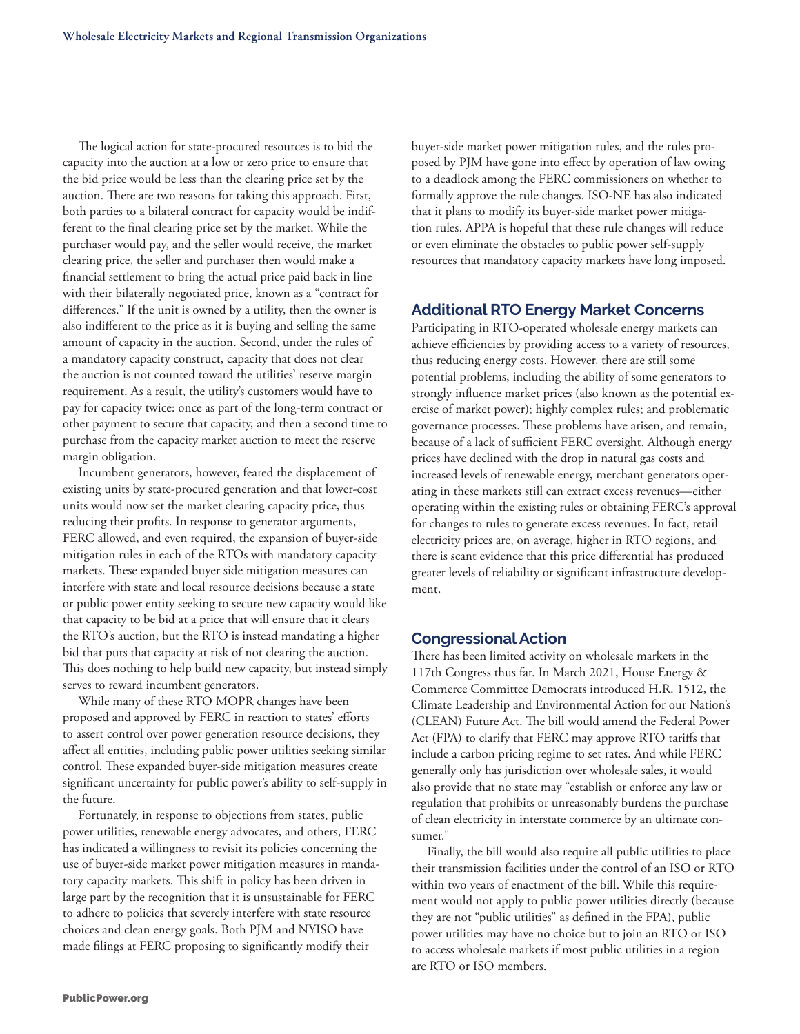The logical action for state-procured resources is to bid the capacity into the auction at a low or zero price to ensure that the bid price would be less than the clearing price set by the auction. There are two reasons for taking this approach. First, both parties to a bilateral contract for capacity would be indifferent to the final clearing price set by the market. While the purchaser would pay, and the seller would receive, the market clearing price, the seller and purchaser then would make a financial settlement to bring the actual price paid back in line with their bilaterally negotiated price, known as a "contract for differences." If the unit is owned by a utility, then the owner is also indifferent to the price as it is buying and selling the same amount of capacity in the auction. Second, under the rules of a mandatory capacity construct, capacity that does not clear the auction is not counted toward the utilities' reserve margin requirement. As a result, the utility's customers would have to pay for capacity twice: once as part of the long-term contract or other payment to secure that capacity, and then a second time to purchase from the capacity market auction to meet the reserve margin obligation.

Incumbent generators, however, feared the displacement of existing units by state-procured generation and that lower-cost units would now set the market clearing capacity price, thus reducing their profits. In response to generator arguments, FERC allowed, and even required, the expansion of buyer-side mitigation rules in each of the RTOs with mandatory capacity markets. These expanded buyer side mitigation measures can interfere with state and local resource decisions because a state or public power entity seeking to secure new capacity would like that capacity to be bid at a price that will ensure that it clears the RTO's auction, but the RTO is instead mandating a higher bid that puts that capacity at risk of not clearing the auction. This does nothing to help build new capacity, but instead simply serves to reward incumbent generators.

While many of these RTO MOPR changes have been proposed and approved by FERC in reaction to states' efforts to assert control over power generation resource decisions, they affect all entities, including public power utilities seeking similar control. These expanded buyer-side mitigation measures create significant uncertainty for public power's ability to self-supply in the future.

Fortunately, in response to objections from states, public power utilities, renewable energy advocates, and others, FERC has indicated a willingness to revisit its policies concerning the use of buyer-side market power mitigation measures in mandatory capacity markets. This shift in policy has been driven in large part by the recognition that it is unsustainable for FERC to adhere to policies that severely interfere with state resource choices and clean energy goals. Both PJM and NYISO have made filings at FERC proposing to significantly modify their buyer-side market power mitigation rules, and the rules proposed by PJM have gone into effect by operation of law owing to a deadlock among the FERC commissioners on whether to formally approve the rule changes. ISO-NE has also indicated that it plans to modify its buyer-side market power mitigation rules. APPA is hopeful that these rule changes will reduce or even eliminate the obstacles to public power self-supply resources that mandatory capacity markets have long imposed.

## Additional RTO Energy Market Concerns

Participating in RTO-operated wholesale energy markets can achieve efficiencies by providing access to a variety of resources, thus reducing energy costs. However, there are still some potential problems, including the ability of some generators to strongly influence market prices (also known as the potential exercise of market power); highly complex rules; and problematic governance processes. These problems have arisen, and remain, because of a lack of sufficient FERC oversight. Although energy prices have declined with the drop in natural gas costs and increased levels of renewable energy, merchant generators operating in these markets still can extract excess revenues—either operating within the existing rules or obtaining FERC's approval for changes to rules to generate excess revenues. In fact, retail electricity prices are, on average, higher in RTO regions, and there is scant evidence that this price differential has produced greater levels of reliability or significant infrastructure development.

## Congressional Action

There has been limited activity on wholesale markets in the 117th Congress thus far. In March 2021, House Energy & Commerce Committee Democrats introduced H.R. 1512, the Climate Leadership and Environmental Action for our Nation's (CLEAN) Future Act. The bill would amend the Federal Power Act (FPA) to clarify that FERC may approve RTO tariffs that include a carbon pricing regime to set rates. And while FERC generally only has jurisdiction over wholesale sales, it would also provide that no state may "establish or enforce any law or regulation that prohibits or unreasonably burdens the purchase of clean electricity in interstate commerce by an ultimate consumer."

Finally, the bill would also require all public utilities to place their transmission facilities under the control of an ISO or RTO within two years of enactment of the bill. While this requirement would not apply to public power utilities directly (because they are not "public utilities" as defined in the FPA), public power utilities may have no choice but to join an RTO or ISO to access wholesale markets if most public utilities in a region are RTO or ISO members.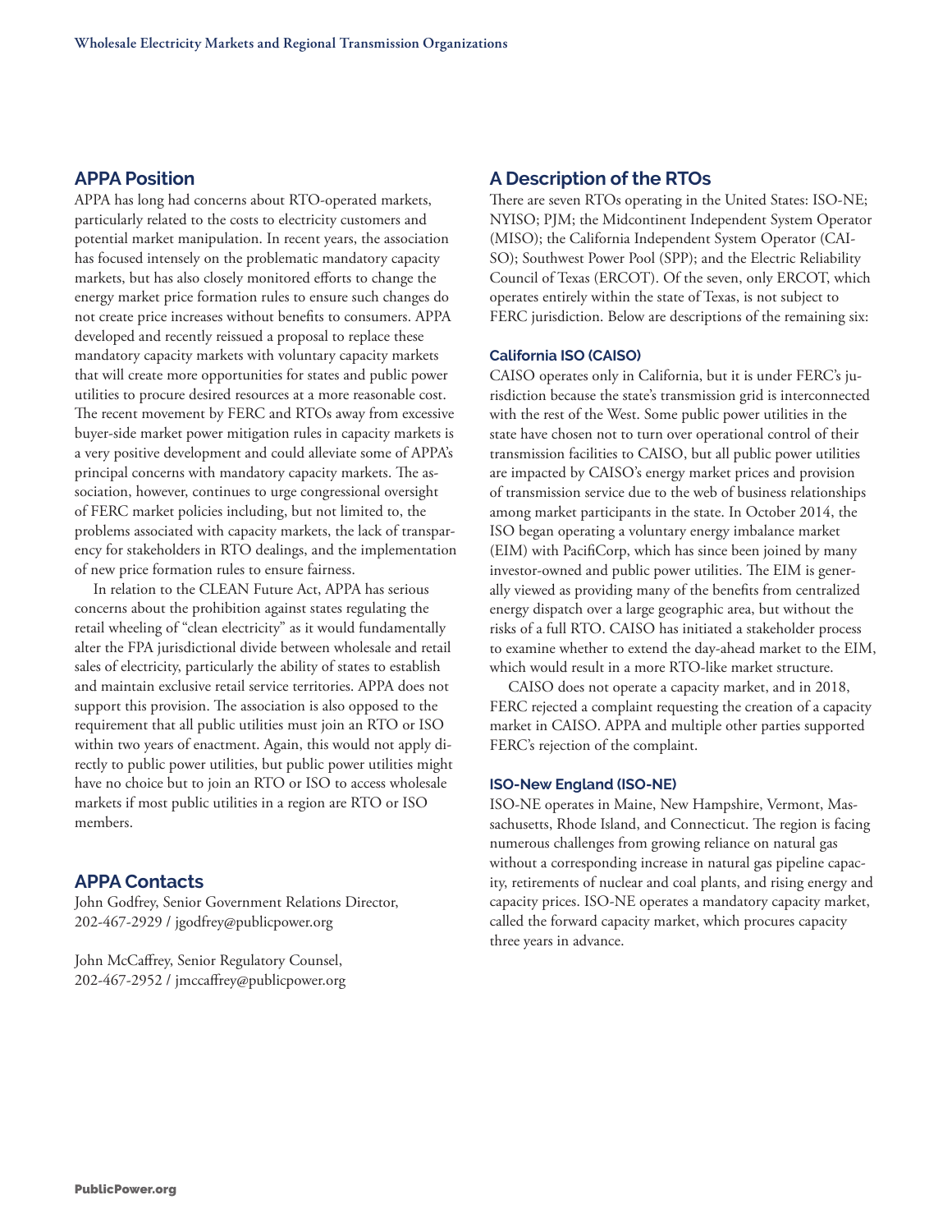## APPA Position

APPA has long had concerns about RTO-operated markets, particularly related to the costs to electricity customers and potential market manipulation. In recent years, the association has focused intensely on the problematic mandatory capacity markets, but has also closely monitored efforts to change the energy market price formation rules to ensure such changes do not create price increases without benefits to consumers. APPA developed and recently reissued a proposal to replace these mandatory capacity markets with voluntary capacity markets that will create more opportunities for states and public power utilities to procure desired resources at a more reasonable cost. The recent movement by FERC and RTOs away from excessive buyer-side market power mitigation rules in capacity markets is a very positive development and could alleviate some of APPA's principal concerns with mandatory capacity markets. The association, however, continues to urge congressional oversight of FERC market policies including, but not limited to, the problems associated with capacity markets, the lack of transparency for stakeholders in RTO dealings, and the implementation of new price formation rules to ensure fairness.

In relation to the CLEAN Future Act, APPA has serious concerns about the prohibition against states regulating the retail wheeling of "clean electricity" as it would fundamentally alter the FPA jurisdictional divide between wholesale and retail sales of electricity, particularly the ability of states to establish and maintain exclusive retail service territories. APPA does not support this provision. The association is also opposed to the requirement that all public utilities must join an RTO or ISO within two years of enactment. Again, this would not apply directly to public power utilities, but public power utilities might have no choice but to join an RTO or ISO to access wholesale markets if most public utilities in a region are RTO or ISO members.

## APPA Contacts

John Godfrey, Senior Government Relations Director, 202-467-2929 / jgodfrey@publicpower.org

John McCaffrey, Senior Regulatory Counsel, 202-467-2952 / jmccaffrey@publicpower.org

## A Description of the RTOs

There are seven RTOs operating in the United States: ISO-NE; NYISO; PJM; the Midcontinent Independent System Operator (MISO); the California Independent System Operator (CAISO); Southwest Power Pool (SPP); and the Electric Reliability Council of Texas (ERCOT). Of the seven, only ERCOT, which operates entirely within the state of Texas, is not subject to FERC jurisdiction. Below are descriptions of the remaining six:

### California ISO (CAISO)

CAISO operates only in California, but it is under FERC's jurisdiction because the state's transmission grid is interconnected with the rest of the West. Some public power utilities in the state have chosen not to turn over operational control of their transmission facilities to CAISO, but all public power utilities are impacted by CAISO's energy market prices and provision of transmission service due to the web of business relationships among market participants in the state. In October 2014, the ISO began operating a voluntary energy imbalance market (EIM) with PacifiCorp, which has since been joined by many investor-owned and public power utilities. The EIM is generally viewed as providing many of the benefits from centralized energy dispatch over a large geographic area, but without the risks of a full RTO. CAISO has initiated a stakeholder process to examine whether to extend the day-ahead market to the EIM, which would result in a more RTO-like market structure.

CAISO does not operate a capacity market, and in 2018, FERC rejected a complaint requesting the creation of a capacity market in CAISO. APPA and multiple other parties supported FERC's rejection of the complaint.

### ISO-New England (ISO-NE)

ISO-NE operates in Maine, New Hampshire, Vermont, Massachusetts, Rhode Island, and Connecticut. The region is facing numerous challenges from growing reliance on natural gas without a corresponding increase in natural gas pipeline capacity, retirements of nuclear and coal plants, and rising energy and capacity prices. ISO-NE operates a mandatory capacity market, called the forward capacity market, which procures capacity three years in advance.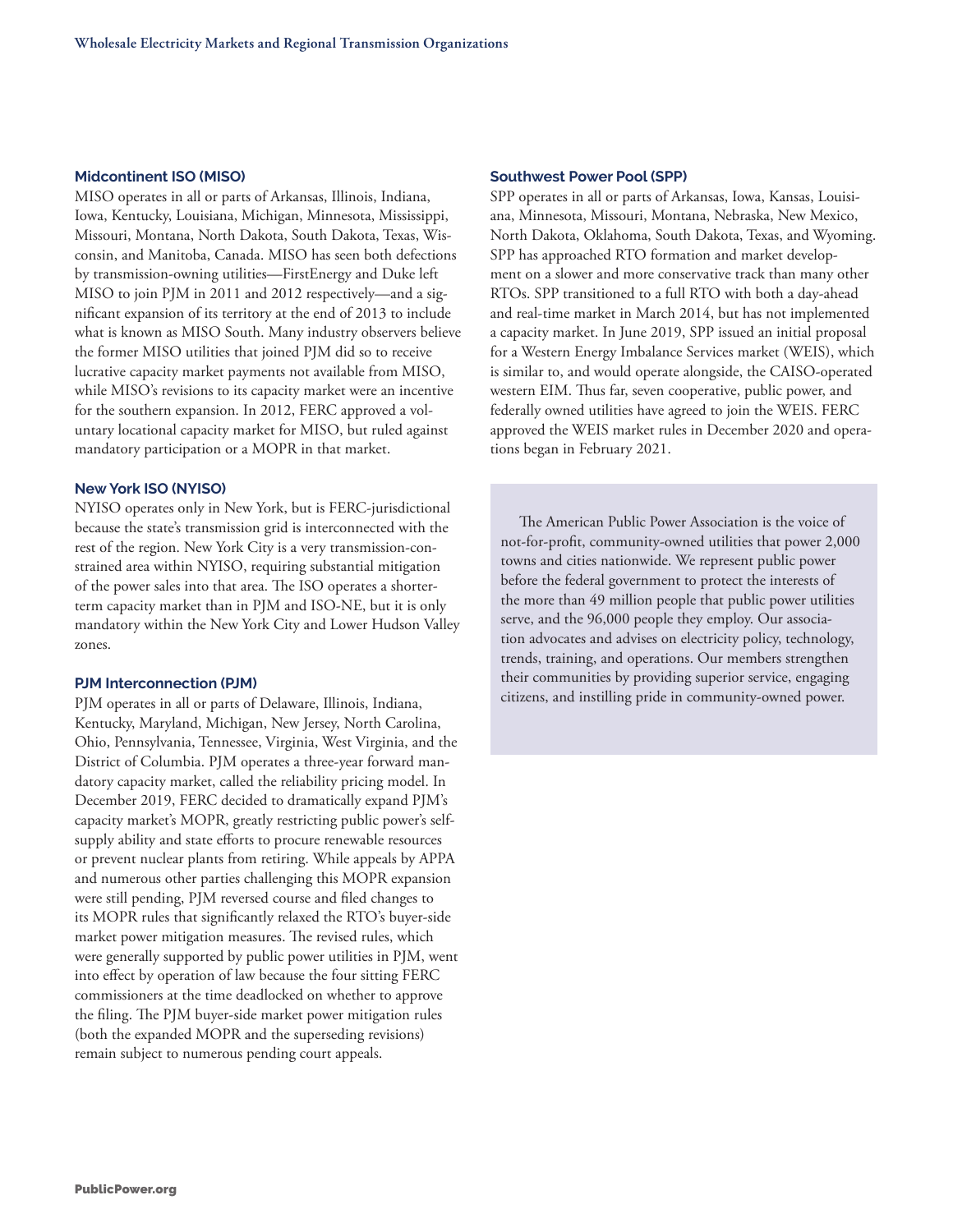### Midcontinent ISO (MISO)

MISO operates in all or parts of Arkansas, Illinois, Indiana, Iowa, Kentucky, Louisiana, Michigan, Minnesota, Mississippi, Missouri, Montana, North Dakota, South Dakota, Texas, Wisconsin, and Manitoba, Canada. MISO has seen both defections by transmission-owning utilities—FirstEnergy and Duke left MISO to join PJM in 2011 and 2012 respectively—and a significant expansion of its territory at the end of 2013 to include what is known as MISO South. Many industry observers believe the former MISO utilities that joined PJM did so to receive lucrative capacity market payments not available from MISO, while MISO's revisions to its capacity market were an incentive for the southern expansion. In 2012, FERC approved a voluntary locational capacity market for MISO, but ruled against mandatory participation or a MOPR in that market.

### New York ISO (NYISO)

NYISO operates only in New York, but is FERC-jurisdictional because the state's transmission grid is interconnected with the rest of the region. New York City is a very transmission-constrained area within NYISO, requiring substantial mitigation of the power sales into that area. The ISO operates a shorter-term capacity market than in PJM and ISO-NE, but it is only mandatory within the New York City and Lower Hudson Valley zones.

### PJM Interconnection (PJM)

PJM operates in all or parts of Delaware, Illinois, Indiana, Kentucky, Maryland, Michigan, New Jersey, North Carolina, Ohio, Pennsylvania, Tennessee, Virginia, West Virginia, and the District of Columbia. PJM operates a three-year forward mandatory capacity market, called the reliability pricing model. In December 2019, FERC decided to dramatically expand PJM's capacity market's MOPR, greatly restricting public power's self-supply ability and state efforts to procure renewable resources or prevent nuclear plants from retiring. While appeals by APPA and numerous other parties challenging this MOPR expansion were still pending, PJM reversed course and filed changes to its MOPR rules that significantly relaxed the RTO's buyer-side market power mitigation measures. The revised rules, which were generally supported by public power utilities in PJM, went into effect by operation of law because the four sitting FERC commissioners at the time deadlocked on whether to approve the filing. The PJM buyer-side market power mitigation rules (both the expanded MOPR and the superseding revisions) remain subject to numerous pending court appeals.

### Southwest Power Pool (SPP)

SPP operates in all or parts of Arkansas, Iowa, Kansas, Louisiana, Minnesota, Missouri, Montana, Nebraska, New Mexico, North Dakota, Oklahoma, South Dakota, Texas, and Wyoming. SPP has approached RTO formation and market development on a slower and more conservative track than many other RTOs. SPP transitioned to a full RTO with both a day-ahead and real-time market in March 2014, but has not implemented a capacity market. In June 2019, SPP issued an initial proposal for a Western Energy Imbalance Services market (WEIS), which is similar to, and would operate alongside, the CAISO-operated western EIM. Thus far, seven cooperative, public power, and federally owned utilities have agreed to join the WEIS. FERC approved the WEIS market rules in December 2020 and operations began in February 2021.

The American Public Power Association is the voice of not-for-profit, community-owned utilities that power 2,000 towns and cities nationwide. We represent public power before the federal government to protect the interests of the more than 49 million people that public power utilities serve, and the 96,000 people they employ. Our association advocates and advises on electricity policy, technology, trends, training, and operations. Our members strengthen their communities by providing superior service, engaging citizens, and instilling pride in community-owned power.